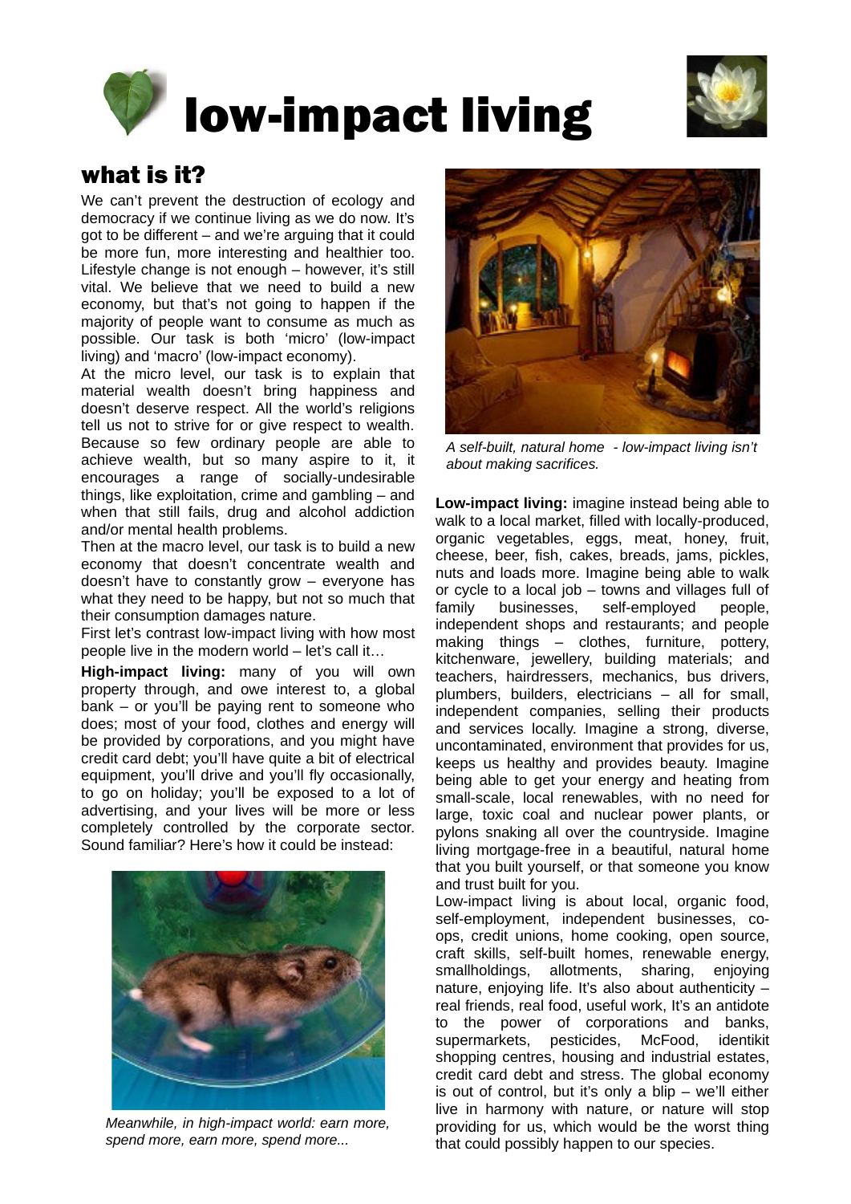# low-impact living

## what is it?

We can't prevent the destruction of ecology and democracy if we continue living as we do now. It's got to be different – and we're arguing that it could be more fun, more interesting and healthier too. Lifestyle change is not enough – however, it's still vital. We believe that we need to build a new economy, but that's not going to happen if the majority of people want to consume as much as possible. Our task is both 'micro' (low-impact living) and 'macro' (low-impact economy).

At the micro level, our task is to explain that material wealth doesn't bring happiness and doesn't deserve respect. All the world's religions tell us not to strive for or give respect to wealth. Because so few ordinary people are able to achieve wealth, but so many aspire to it, it encourages a range of socially-undesirable things, like exploitation, crime and gambling – and when that still fails, drug and alcohol addiction and/or mental health problems.

Then at the macro level, our task is to build a new economy that doesn't concentrate wealth and doesn't have to constantly grow – everyone has what they need to be happy, but not so much that their consumption damages nature.

First let's contrast low-impact living with how most people live in the modern world – let's call it…

**High-impact living:** many of you will own property through, and owe interest to, a global bank – or you'll be paying rent to someone who does; most of your food, clothes and energy will be provided by corporations, and you might have credit card debt; you'll have quite a bit of electrical equipment, you'll drive and you'll fly occasionally, to go on holiday; you'll be exposed to a lot of advertising, and your lives will be more or less completely controlled by the corporate sector. Sound familiar? Here's how it could be instead:

*Meanwhile, in high-impact world: earn more, spend more, earn more, spend more...*

*A self-built, natural home - low-impact living isn't about making sacrifices.*

**Low-impact living:** imagine instead being able to walk to a local market, filled with locally-produced, organic vegetables, eggs, meat, honey, fruit, cheese, beer, fish, cakes, breads, jams, pickles, nuts and loads more. Imagine being able to walk or cycle to a local job – towns and villages full of family businesses, self-employed people, independent shops and restaurants; and people making things – clothes, furniture, pottery, kitchenware, jewellery, building materials; and teachers, hairdressers, mechanics, bus drivers, plumbers, builders, electricians – all for small, independent companies, selling their products and services locally. Imagine a strong, diverse, uncontaminated, environment that provides for us, keeps us healthy and provides beauty. Imagine being able to get your energy and heating from small-scale, local renewables, with no need for large, toxic coal and nuclear power plants, or pylons snaking all over the countryside. Imagine living mortgage-free in a beautiful, natural home that you built yourself, or that someone you know and trust built for you.

Low-impact living is about local, organic food, self-employment, independent businesses, co-ops, credit unions, home cooking, open source, craft skills, self-built homes, renewable energy, smallholdings, allotments, sharing, enjoying nature, enjoying life. It's also about authenticity – real friends, real food, useful work, It's an antidote to the power of corporations and banks, supermarkets, pesticides, McFood, identikit shopping centres, housing and industrial estates, credit card debt and stress. The global economy is out of control, but it's only a blip – we'll either live in harmony with nature, or nature will stop providing for us, which would be the worst thing that could possibly happen to our species.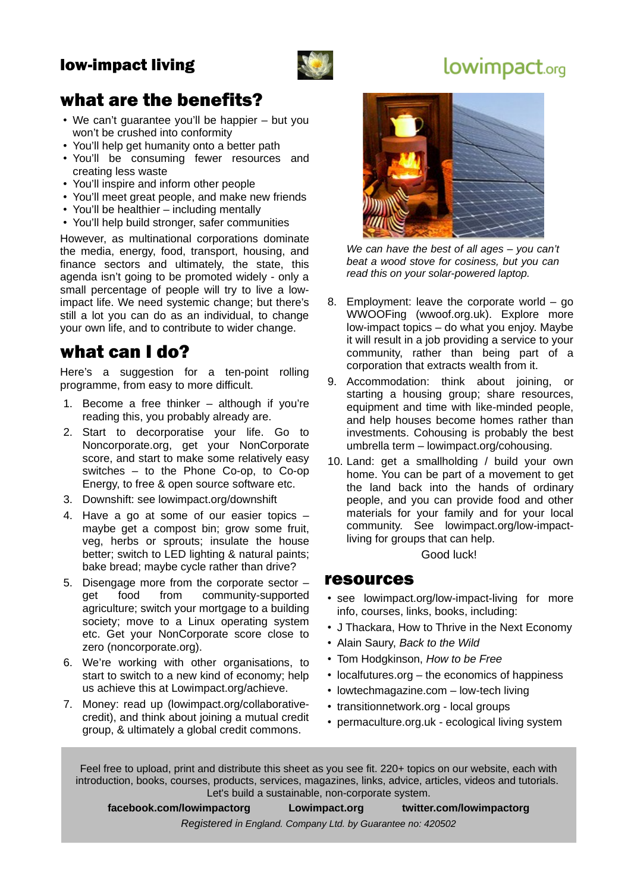# low-impact living

lowimpact.org

## what are the benefits?

- We can't guarantee you'll be happier – but you won't be crushed into conformity
- You'll help get humanity onto a better path
- You'll be consuming fewer resources and creating less waste
- You'll inspire and inform other people
- You'll meet great people, and make new friends
- You'll be healthier – including mentally
- You'll help build stronger, safer communities

However, as multinational corporations dominate the media, energy, food, transport, housing, and finance sectors and ultimately, the state, this agenda isn't going to be promoted widely - only a small percentage of people will try to live a low-impact life. We need systemic change; but there's still a lot you can do as an individual, to change your own life, and to contribute to wider change.

## what can I do?

Here's a suggestion for a ten-point rolling programme, from easy to more difficult.

1. Become a free thinker – although if you're reading this, you probably already are.
2. Start to decorporatise your life. Go to Noncorporate.org, get your NonCorporate score, and start to make some relatively easy switches – to the Phone Co-op, to Co-op Energy, to free & open source software etc.
3. Downshift: see lowimpact.org/downshift
4. Have a go at some of our easier topics – maybe get a compost bin; grow some fruit, veg, herbs or sprouts; insulate the house better; switch to LED lighting & natural paints; bake bread; maybe cycle rather than drive?
5. Disengage more from the corporate sector – get food from community-supported agriculture; switch your mortgage to a building society; move to a Linux operating system etc. Get your NonCorporate score close to zero (noncorporate.org).
6. We're working with other organisations, to start to switch to a new kind of economy; help us achieve this at Lowimpact.org/achieve.
7. Money: read up (lowimpact.org/collaborative-credit), and think about joining a mutual credit group, & ultimately a global credit commons.

*We can have the best of all ages – you can't beat a wood stove for cosiness, but you can read this on your solar-powered laptop.*

8. Employment: leave the corporate world – go WWOOFing (wwoof.org.uk). Explore more low-impact topics – do what you enjoy. Maybe it will result in a job providing a service to your community, rather than being part of a corporation that extracts wealth from it.
9. Accommodation: think about joining, or starting a housing group; share resources, equipment and time with like-minded people, and help houses become homes rather than investments. Cohousing is probably the best umbrella term – lowimpact.org/cohousing.
10. Land: get a smallholding / build your own home. You can be part of a movement to get the land back into the hands of ordinary people, and you can provide food and other materials for your family and for your local community. See lowimpact.org/low-impact-living for groups that can help.

Good luck!

## resources

- see lowimpact.org/low-impact-living for more info, courses, links, books, including:
- J Thackara, How to Thrive in the Next Economy
- Alain Saury, *Back to the Wild*
- Tom Hodgkinson, *How to be Free*
- localfutures.org – the economics of happiness
- lowtechmagazine.com – low-tech living
- transitionnetwork.org - local groups
- permaculture.org.uk - ecological living system

Feel free to upload, print and distribute this sheet as you see fit. 220+ topics on our website, each with introduction, books, courses, products, services, magazines, links, advice, articles, videos and tutorials. Let's build a sustainable, non-corporate system.

**facebook.com/lowimpactorg** **Lowimpact.org** **twitter.com/lowimpactorg**

*Registered in England. Company Ltd. by Guarantee no: 420502*